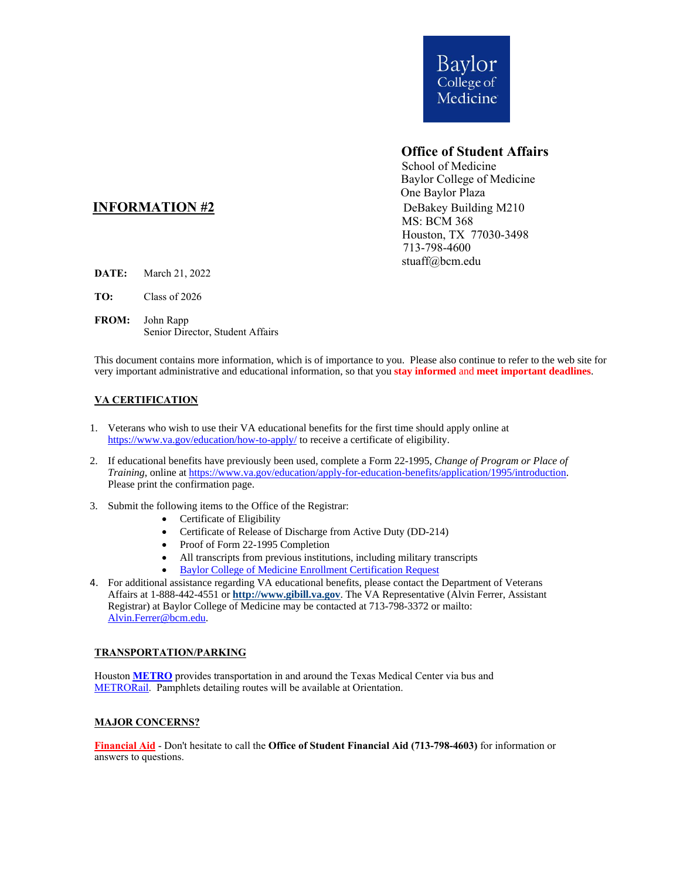Baylor College of Medicine

**Office of Student Affairs**
School of Medicine
Baylor College of Medicine
One Baylor Plaza
DeBakey Building M210
MS: BCM 368
Houston, TX 77030-3498
713-798-4600
stuaff@bcm.edu

# INFORMATION #2

**DATE:** March 21, 2022

**TO:** Class of 2026

**FROM:** John Rapp
Senior Director, Student Affairs

This document contains more information, which is of importance to you. Please also continue to refer to the web site for very important administrative and educational information, so that you **stay informed** and **meet important deadlines**.

## VA CERTIFICATION

1. Veterans who wish to use their VA educational benefits for the first time should apply online at https://www.va.gov/education/how-to-apply/ to receive a certificate of eligibility.
2. If educational benefits have previously been used, complete a Form 22-1995, *Change of Program or Place of Training*, online at https://www.va.gov/education/apply-for-education-benefits/application/1995/introduction. Please print the confirmation page.
3. Submit the following items to the Office of the Registrar:
   - Certificate of Eligibility
   - Certificate of Release of Discharge from Active Duty (DD-214)
   - Proof of Form 22-1995 Completion
   - All transcripts from previous institutions, including military transcripts
   - Baylor College of Medicine Enrollment Certification Request
4. For additional assistance regarding VA educational benefits, please contact the Department of Veterans Affairs at 1-888-442-4551 or **http://www.gibill.va.gov**. The VA Representative (Alvin Ferrer, Assistant Registrar) at Baylor College of Medicine may be contacted at 713-798-3372 or mailto: Alvin.Ferrer@bcm.edu.

## TRANSPORTATION/PARKING

Houston **METRO** provides transportation in and around the Texas Medical Center via bus and METRORail. Pamphlets detailing routes will be available at Orientation.

## MAJOR CONCERNS?

**Financial Aid** - Don't hesitate to call the **Office of Student Financial Aid (713-798-4603)** for information or answers to questions.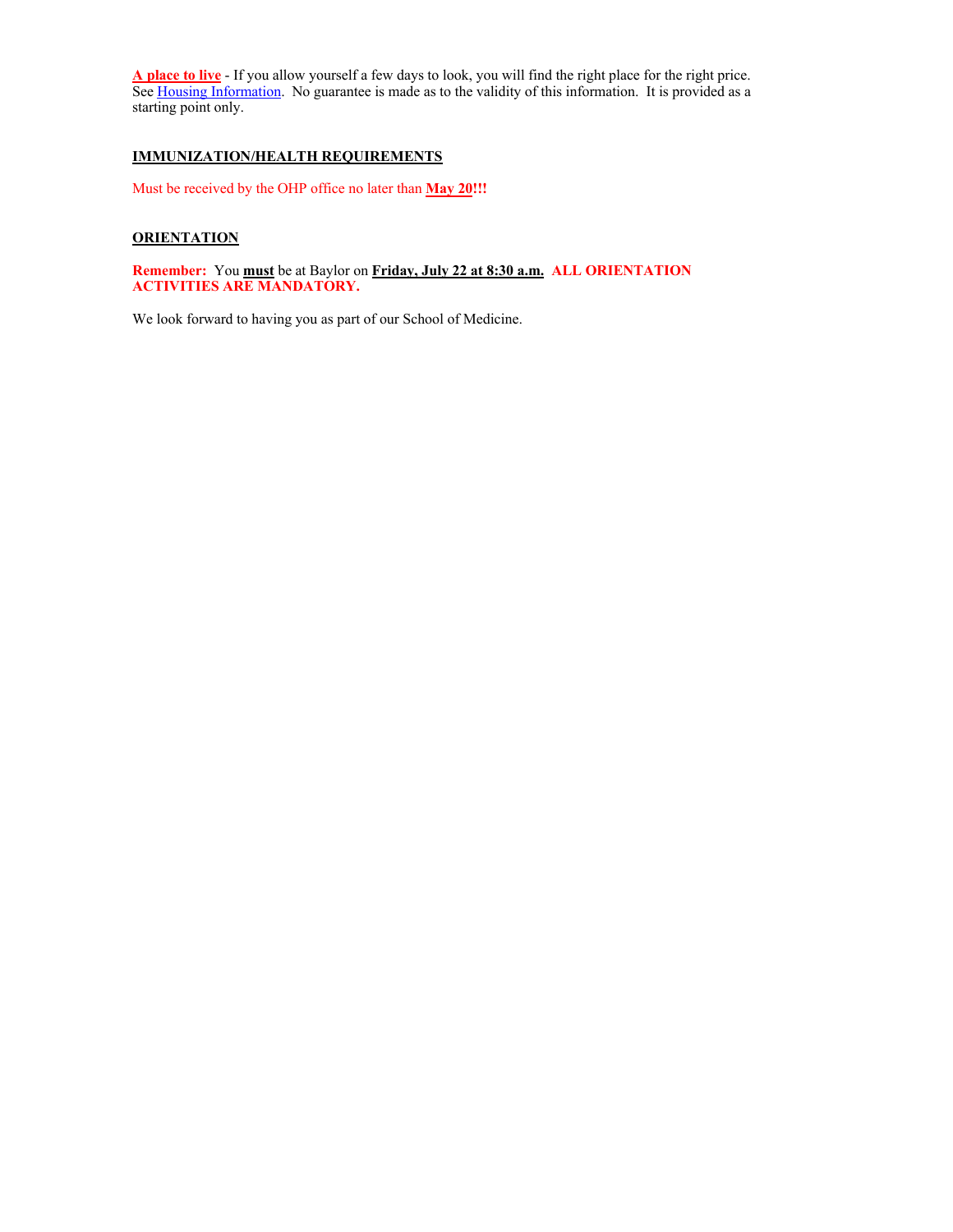**A place to live** - If you allow yourself a few days to look, you will find the right place for the right price. See Housing Information. No guarantee is made as to the validity of this information. It is provided as a starting point only.

## IMMUNIZATION/HEALTH REQUIREMENTS

Must be received by the OHP office no later than **May 20!!!**

## ORIENTATION

**Remember:** You **must** be at Baylor on **Friday, July 22 at 8:30 a.m.** **ALL ORIENTATION ACTIVITIES ARE MANDATORY.**

We look forward to having you as part of our School of Medicine.